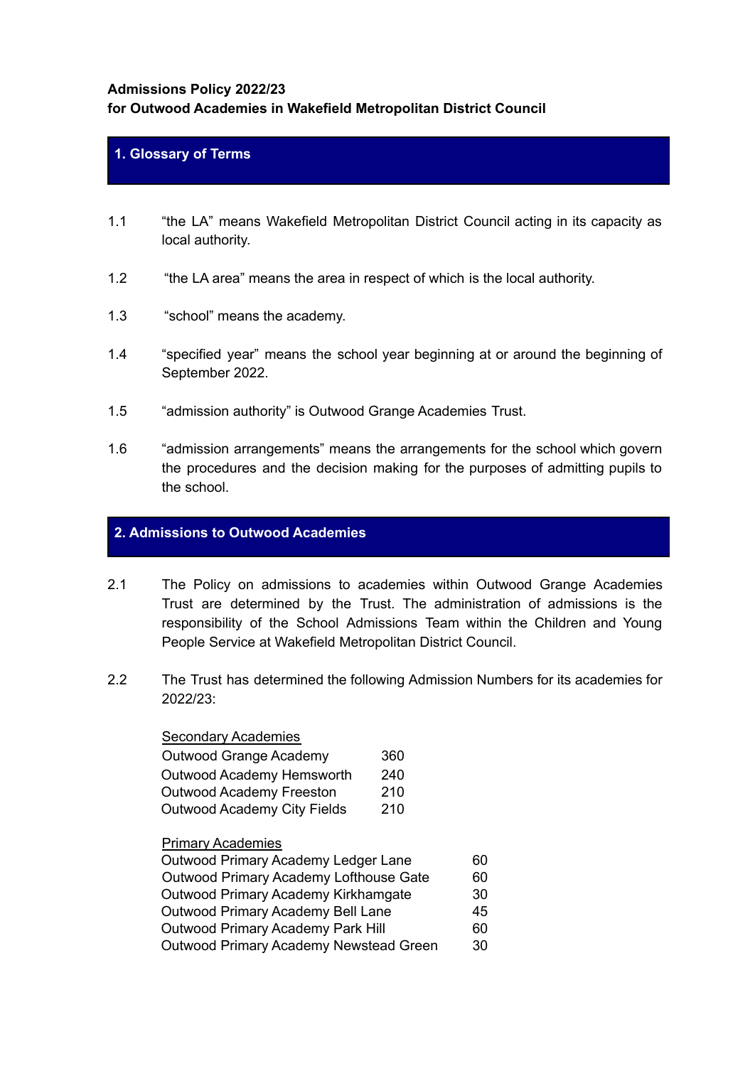**Admissions Policy 2022/23**
**for Outwood Academies in Wakefield Metropolitan District Council**

## 1. Glossary of Terms

1.1 "the LA" means Wakefield Metropolitan District Council acting in its capacity as local authority.

1.2 "the LA area" means the area in respect of which is the local authority.

1.3 "school" means the academy.

1.4 "specified year" means the school year beginning at or around the beginning of September 2022.

1.5 "admission authority" is Outwood Grange Academies Trust.

1.6 "admission arrangements" means the arrangements for the school which govern the procedures and the decision making for the purposes of admitting pupils to the school.

## 2. Admissions to Outwood Academies

2.1 The Policy on admissions to academies within Outwood Grange Academies Trust are determined by the Trust. The administration of admissions is the responsibility of the School Admissions Team within the Children and Young People Service at Wakefield Metropolitan District Council.

2.2 The Trust has determined the following Admission Numbers for its academies for 2022/23:

<u>Secondary Academies</u>

| | |
|---|---|
| Outwood Grange Academy | 360 |
| Outwood Academy Hemsworth | 240 |
| Outwood Academy Freeston | 210 |
| Outwood Academy City Fields | 210 |

<u>Primary Academies</u>

| | |
|---|---|
| Outwood Primary Academy Ledger Lane | 60 |
| Outwood Primary Academy Lofthouse Gate | 60 |
| Outwood Primary Academy Kirkhamgate | 30 |
| Outwood Primary Academy Bell Lane | 45 |
| Outwood Primary Academy Park Hill | 60 |
| Outwood Primary Academy Newstead Green | 30 |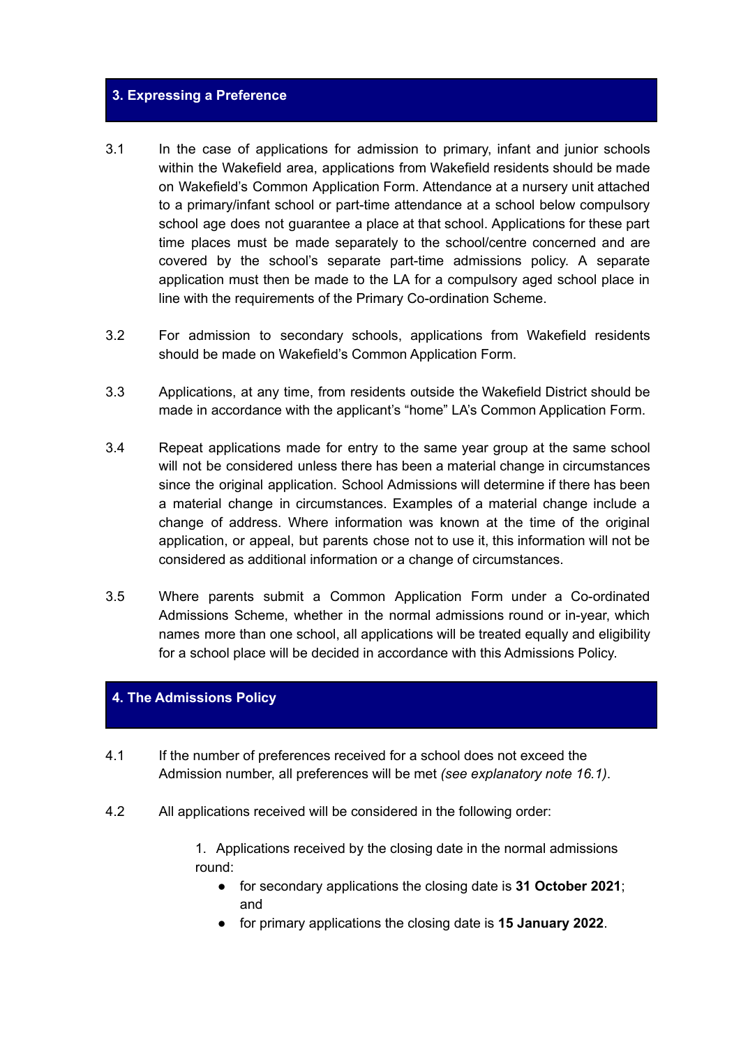## 3. Expressing a Preference

3.1 In the case of applications for admission to primary, infant and junior schools within the Wakefield area, applications from Wakefield residents should be made on Wakefield's Common Application Form. Attendance at a nursery unit attached to a primary/infant school or part-time attendance at a school below compulsory school age does not guarantee a place at that school. Applications for these part time places must be made separately to the school/centre concerned and are covered by the school's separate part-time admissions policy. A separate application must then be made to the LA for a compulsory aged school place in line with the requirements of the Primary Co-ordination Scheme.

3.2 For admission to secondary schools, applications from Wakefield residents should be made on Wakefield's Common Application Form.

3.3 Applications, at any time, from residents outside the Wakefield District should be made in accordance with the applicant's "home" LA's Common Application Form.

3.4 Repeat applications made for entry to the same year group at the same school will not be considered unless there has been a material change in circumstances since the original application. School Admissions will determine if there has been a material change in circumstances. Examples of a material change include a change of address. Where information was known at the time of the original application, or appeal, but parents chose not to use it, this information will not be considered as additional information or a change of circumstances.

3.5 Where parents submit a Common Application Form under a Co-ordinated Admissions Scheme, whether in the normal admissions round or in-year, which names more than one school, all applications will be treated equally and eligibility for a school place will be decided in accordance with this Admissions Policy.

## 4. The Admissions Policy

4.1 If the number of preferences received for a school does not exceed the Admission number, all preferences will be met *(see explanatory note 16.1)*.

4.2 All applications received will be considered in the following order:

1. Applications received by the closing date in the normal admissions round:
    - for secondary applications the closing date is **31 October 2021**; and
    - for primary applications the closing date is **15 January 2022**.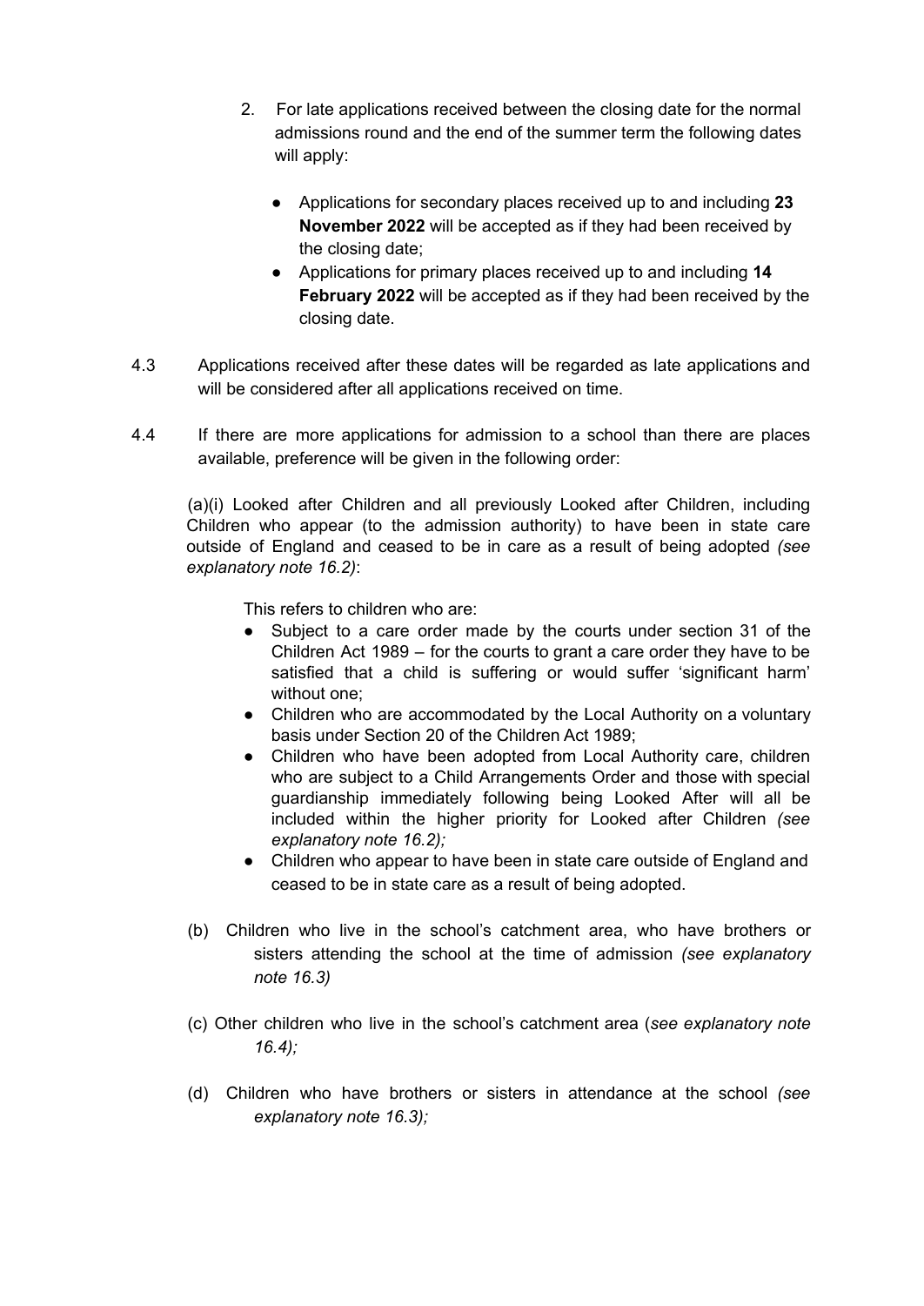2. For late applications received between the closing date for the normal admissions round and the end of the summer term the following dates will apply:

    - Applications for secondary places received up to and including **23 November 2022** will be accepted as if they had been received by the closing date;
    - Applications for primary places received up to and including **14 February 2022** will be accepted as if they had been received by the closing date.

4.3 Applications received after these dates will be regarded as late applications and will be considered after all applications received on time.

4.4 If there are more applications for admission to a school than there are places available, preference will be given in the following order:

(a)(i) Looked after Children and all previously Looked after Children, including Children who appear (to the admission authority) to have been in state care outside of England and ceased to be in care as a result of being adopted *(see explanatory note 16.2)*:

This refers to children who are:

- Subject to a care order made by the courts under section 31 of the Children Act 1989 – for the courts to grant a care order they have to be satisfied that a child is suffering or would suffer 'significant harm' without one;
- Children who are accommodated by the Local Authority on a voluntary basis under Section 20 of the Children Act 1989;
- Children who have been adopted from Local Authority care, children who are subject to a Child Arrangements Order and those with special guardianship immediately following being Looked After will all be included within the higher priority for Looked after Children *(see explanatory note 16.2);*
- Children who appear to have been in state care outside of England and ceased to be in state care as a result of being adopted.

(b) Children who live in the school's catchment area, who have brothers or sisters attending the school at the time of admission *(see explanatory note 16.3)*

(c) Other children who live in the school's catchment area (*see explanatory note 16.4);*

(d) Children who have brothers or sisters in attendance at the school *(see explanatory note 16.3);*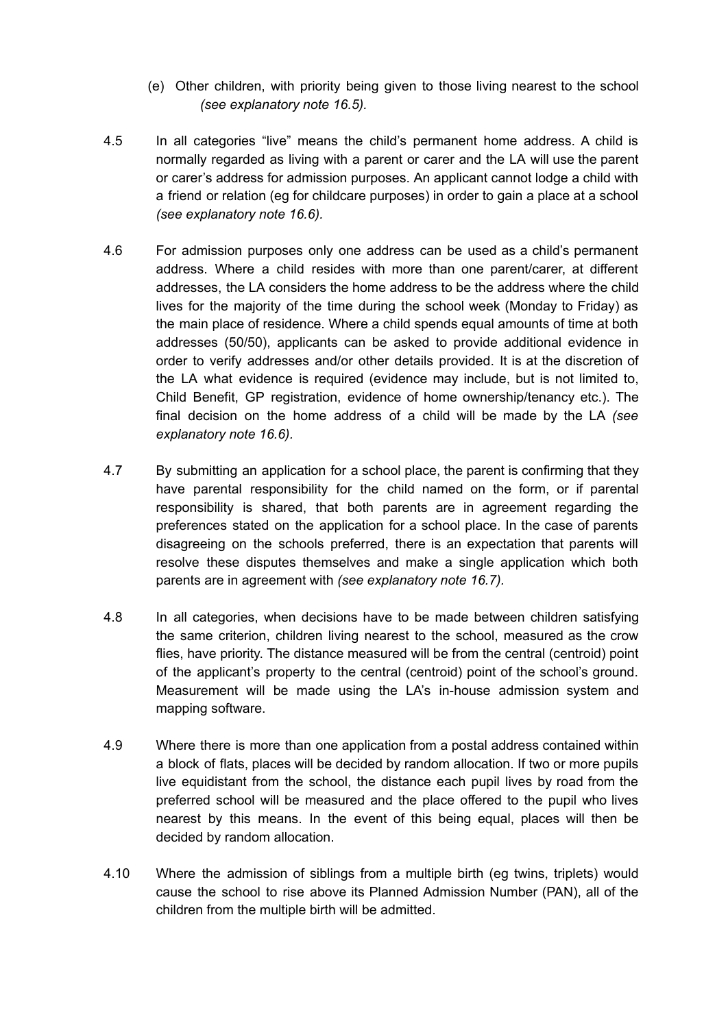(e) Other children, with priority being given to those living nearest to the school *(see explanatory note 16.5).*

4.5 In all categories "live" means the child's permanent home address. A child is normally regarded as living with a parent or carer and the LA will use the parent or carer's address for admission purposes. An applicant cannot lodge a child with a friend or relation (eg for childcare purposes) in order to gain a place at a school *(see explanatory note 16.6).*

4.6 For admission purposes only one address can be used as a child's permanent address. Where a child resides with more than one parent/carer, at different addresses, the LA considers the home address to be the address where the child lives for the majority of the time during the school week (Monday to Friday) as the main place of residence. Where a child spends equal amounts of time at both addresses (50/50), applicants can be asked to provide additional evidence in order to verify addresses and/or other details provided. It is at the discretion of the LA what evidence is required (evidence may include, but is not limited to, Child Benefit, GP registration, evidence of home ownership/tenancy etc.). The final decision on the home address of a child will be made by the LA *(see explanatory note 16.6).*

4.7 By submitting an application for a school place, the parent is confirming that they have parental responsibility for the child named on the form, or if parental responsibility is shared, that both parents are in agreement regarding the preferences stated on the application for a school place. In the case of parents disagreeing on the schools preferred, there is an expectation that parents will resolve these disputes themselves and make a single application which both parents are in agreement with *(see explanatory note 16.7).*

4.8 In all categories, when decisions have to be made between children satisfying the same criterion, children living nearest to the school, measured as the crow flies, have priority. The distance measured will be from the central (centroid) point of the applicant's property to the central (centroid) point of the school's ground. Measurement will be made using the LA's in-house admission system and mapping software.

4.9 Where there is more than one application from a postal address contained within a block of flats, places will be decided by random allocation. If two or more pupils live equidistant from the school, the distance each pupil lives by road from the preferred school will be measured and the place offered to the pupil who lives nearest by this means. In the event of this being equal, places will then be decided by random allocation.

4.10 Where the admission of siblings from a multiple birth (eg twins, triplets) would cause the school to rise above its Planned Admission Number (PAN), all of the children from the multiple birth will be admitted.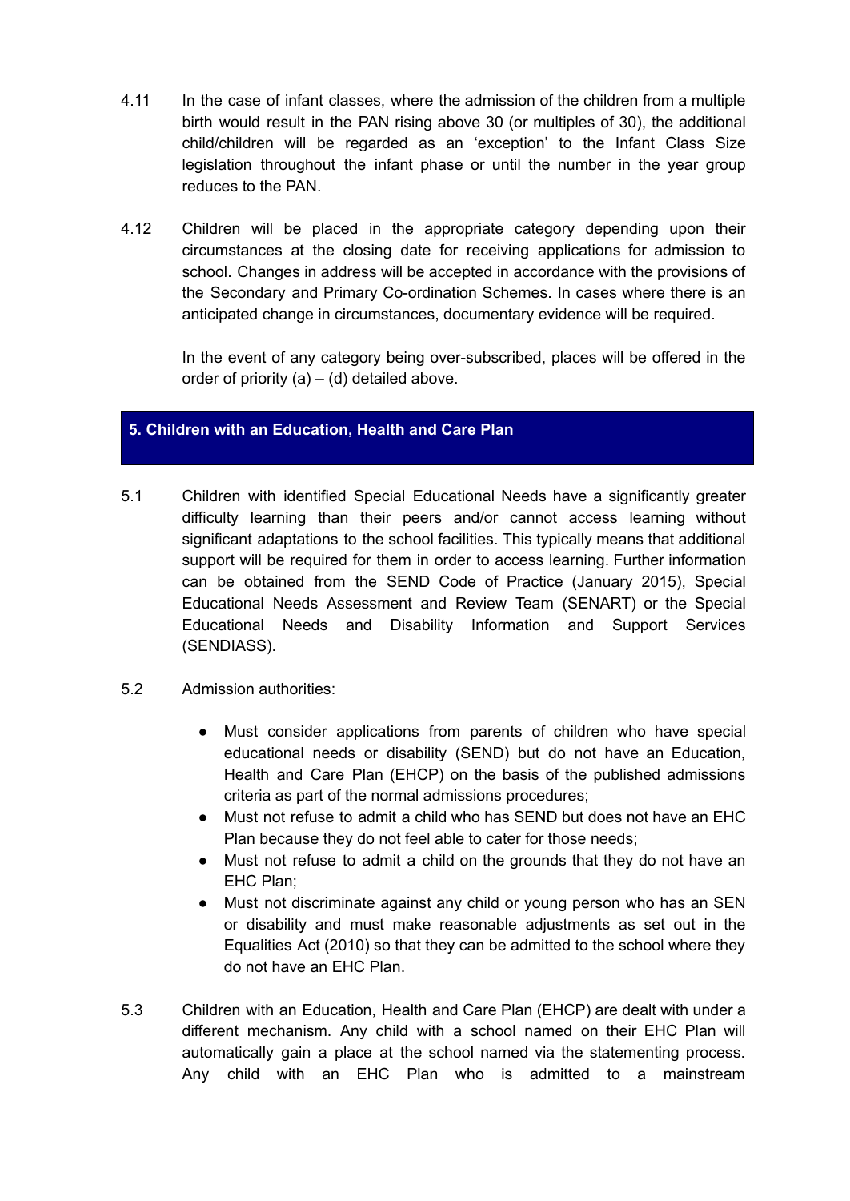4.11 In the case of infant classes, where the admission of the children from a multiple birth would result in the PAN rising above 30 (or multiples of 30), the additional child/children will be regarded as an 'exception' to the Infant Class Size legislation throughout the infant phase or until the number in the year group reduces to the PAN.

4.12 Children will be placed in the appropriate category depending upon their circumstances at the closing date for receiving applications for admission to school. Changes in address will be accepted in accordance with the provisions of the Secondary and Primary Co-ordination Schemes. In cases where there is an anticipated change in circumstances, documentary evidence will be required.

In the event of any category being over-subscribed, places will be offered in the order of priority (a) – (d) detailed above.

## 5. Children with an Education, Health and Care Plan

5.1 Children with identified Special Educational Needs have a significantly greater difficulty learning than their peers and/or cannot access learning without significant adaptations to the school facilities. This typically means that additional support will be required for them in order to access learning. Further information can be obtained from the SEND Code of Practice (January 2015), Special Educational Needs Assessment and Review Team (SENART) or the Special Educational Needs and Disability Information and Support Services (SENDIASS).

5.2 Admission authorities:

- Must consider applications from parents of children who have special educational needs or disability (SEND) but do not have an Education, Health and Care Plan (EHCP) on the basis of the published admissions criteria as part of the normal admissions procedures;
- Must not refuse to admit a child who has SEND but does not have an EHC Plan because they do not feel able to cater for those needs;
- Must not refuse to admit a child on the grounds that they do not have an EHC Plan;
- Must not discriminate against any child or young person who has an SEN or disability and must make reasonable adjustments as set out in the Equalities Act (2010) so that they can be admitted to the school where they do not have an EHC Plan.

5.3 Children with an Education, Health and Care Plan (EHCP) are dealt with under a different mechanism. Any child with a school named on their EHC Plan will automatically gain a place at the school named via the statementing process. Any child with an EHC Plan who is admitted to a mainstream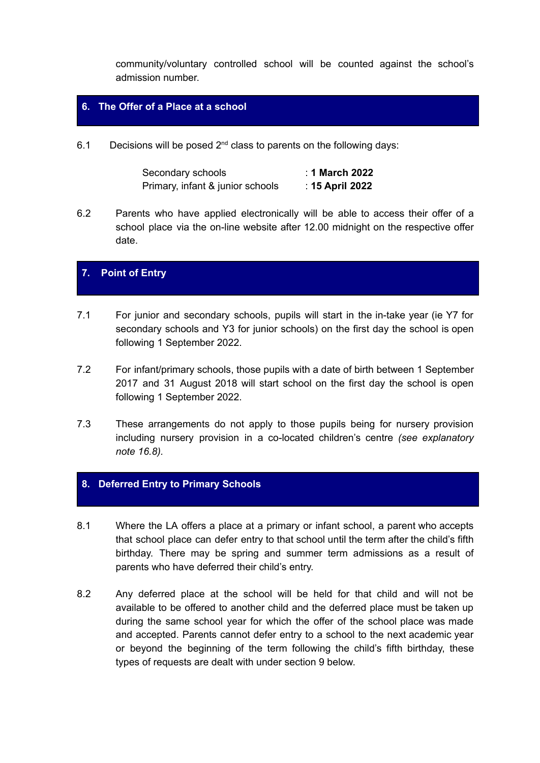community/voluntary controlled school will be counted against the school's admission number.

## 6. The Offer of a Place at a school

6.1 Decisions will be posed 2nd class to parents on the following days:

| | |
|---|---|
| Secondary schools | : **1 March 2022** |
| Primary, infant & junior schools | : **15 April 2022** |

6.2 Parents who have applied electronically will be able to access their offer of a school place via the on-line website after 12.00 midnight on the respective offer date.

## 7. Point of Entry

7.1 For junior and secondary schools, pupils will start in the in-take year (ie Y7 for secondary schools and Y3 for junior schools) on the first day the school is open following 1 September 2022.

7.2 For infant/primary schools, those pupils with a date of birth between 1 September 2017 and 31 August 2018 will start school on the first day the school is open following 1 September 2022.

7.3 These arrangements do not apply to those pupils being for nursery provision including nursery provision in a co-located children's centre *(see explanatory note 16.8)*.

## 8. Deferred Entry to Primary Schools

8.1 Where the LA offers a place at a primary or infant school, a parent who accepts that school place can defer entry to that school until the term after the child's fifth birthday. There may be spring and summer term admissions as a result of parents who have deferred their child's entry.

8.2 Any deferred place at the school will be held for that child and will not be available to be offered to another child and the deferred place must be taken up during the same school year for which the offer of the school place was made and accepted. Parents cannot defer entry to a school to the next academic year or beyond the beginning of the term following the child's fifth birthday, these types of requests are dealt with under section 9 below.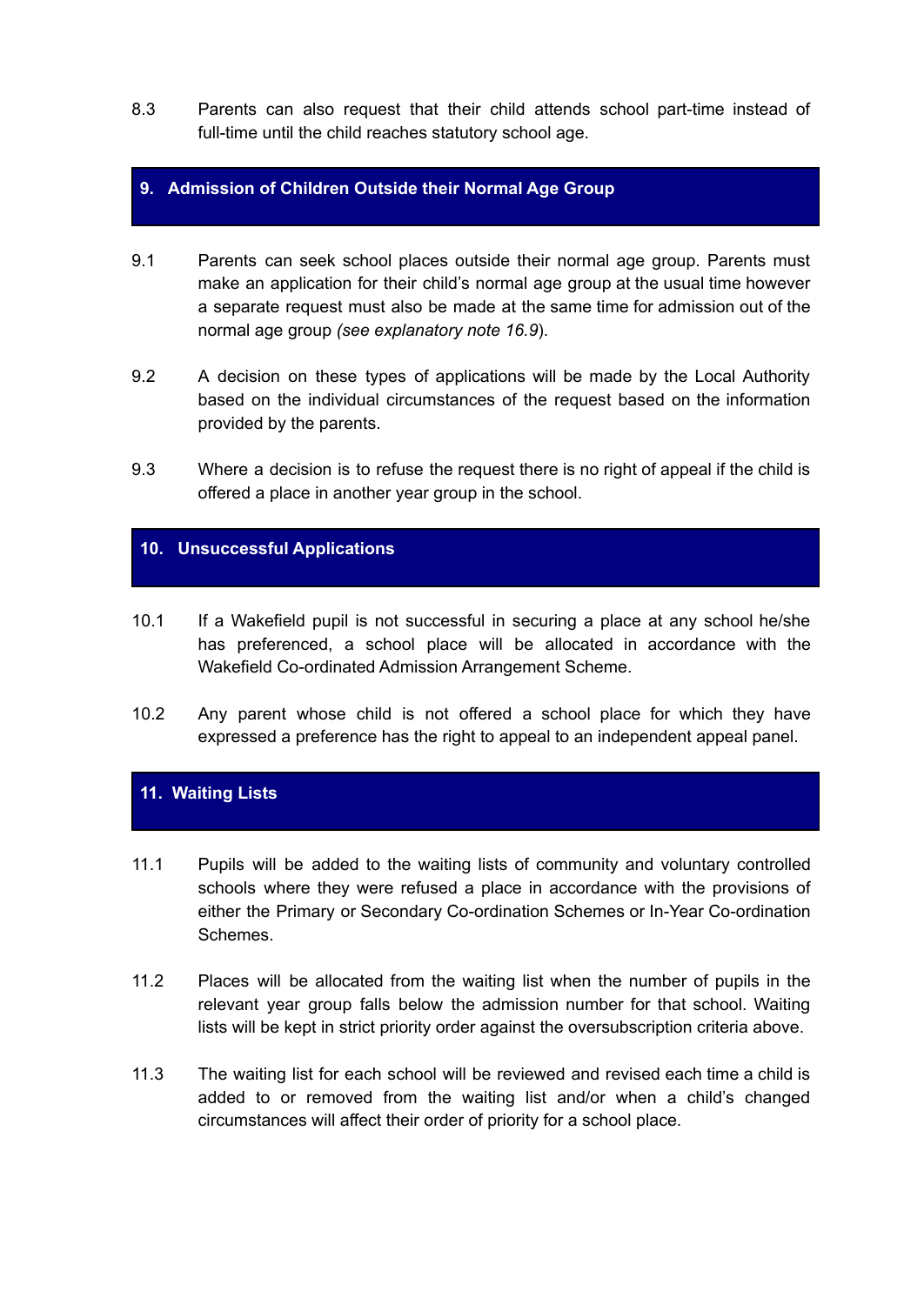8.3 Parents can also request that their child attends school part-time instead of full-time until the child reaches statutory school age.

## 9. Admission of Children Outside their Normal Age Group

9.1 Parents can seek school places outside their normal age group. Parents must make an application for their child's normal age group at the usual time however a separate request must also be made at the same time for admission out of the normal age group *(see explanatory note 16.9*).

9.2 A decision on these types of applications will be made by the Local Authority based on the individual circumstances of the request based on the information provided by the parents.

9.3 Where a decision is to refuse the request there is no right of appeal if the child is offered a place in another year group in the school.

## 10. Unsuccessful Applications

10.1 If a Wakefield pupil is not successful in securing a place at any school he/she has preferenced, a school place will be allocated in accordance with the Wakefield Co-ordinated Admission Arrangement Scheme.

10.2 Any parent whose child is not offered a school place for which they have expressed a preference has the right to appeal to an independent appeal panel.

## 11. Waiting Lists

11.1 Pupils will be added to the waiting lists of community and voluntary controlled schools where they were refused a place in accordance with the provisions of either the Primary or Secondary Co-ordination Schemes or In-Year Co-ordination Schemes.

11.2 Places will be allocated from the waiting list when the number of pupils in the relevant year group falls below the admission number for that school. Waiting lists will be kept in strict priority order against the oversubscription criteria above.

11.3 The waiting list for each school will be reviewed and revised each time a child is added to or removed from the waiting list and/or when a child's changed circumstances will affect their order of priority for a school place.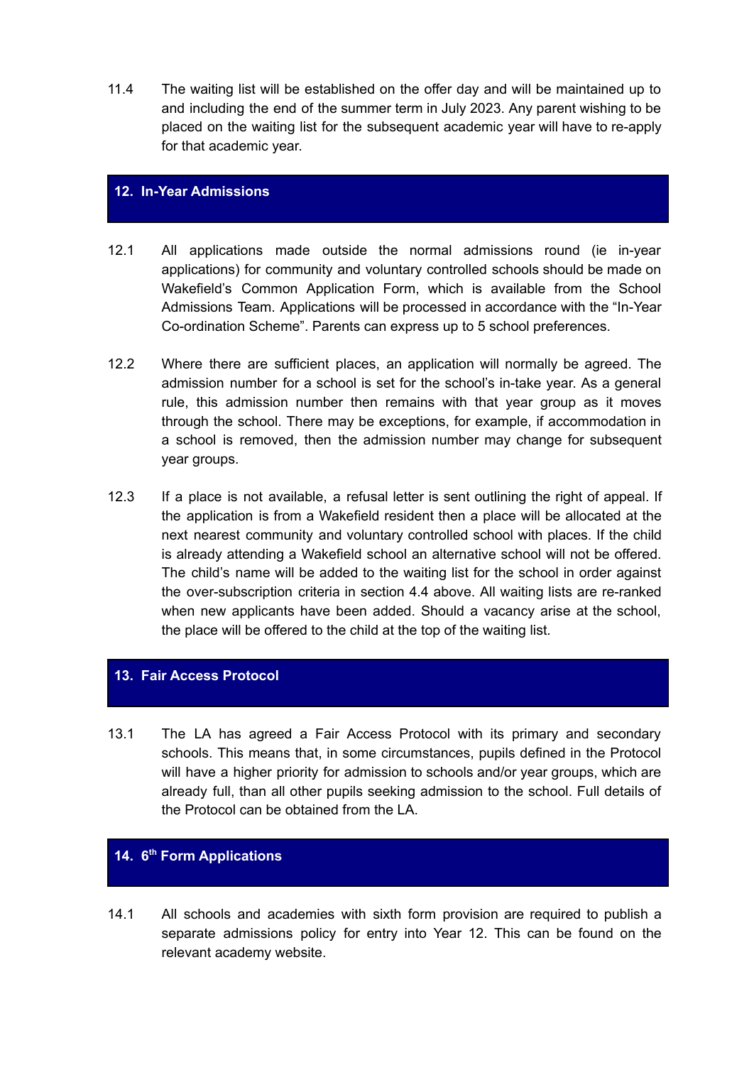11.4 The waiting list will be established on the offer day and will be maintained up to and including the end of the summer term in July 2023. Any parent wishing to be placed on the waiting list for the subsequent academic year will have to re-apply for that academic year.

## 12. In-Year Admissions

12.1 All applications made outside the normal admissions round (ie in-year applications) for community and voluntary controlled schools should be made on Wakefield's Common Application Form, which is available from the School Admissions Team. Applications will be processed in accordance with the "In-Year Co-ordination Scheme". Parents can express up to 5 school preferences.

12.2 Where there are sufficient places, an application will normally be agreed. The admission number for a school is set for the school's in-take year. As a general rule, this admission number then remains with that year group as it moves through the school. There may be exceptions, for example, if accommodation in a school is removed, then the admission number may change for subsequent year groups.

12.3 If a place is not available, a refusal letter is sent outlining the right of appeal. If the application is from a Wakefield resident then a place will be allocated at the next nearest community and voluntary controlled school with places. If the child is already attending a Wakefield school an alternative school will not be offered. The child's name will be added to the waiting list for the school in order against the over-subscription criteria in section 4.4 above. All waiting lists are re-ranked when new applicants have been added. Should a vacancy arise at the school, the place will be offered to the child at the top of the waiting list.

## 13. Fair Access Protocol

13.1 The LA has agreed a Fair Access Protocol with its primary and secondary schools. This means that, in some circumstances, pupils defined in the Protocol will have a higher priority for admission to schools and/or year groups, which are already full, than all other pupils seeking admission to the school. Full details of the Protocol can be obtained from the LA.

## 14. 6th Form Applications

14.1 All schools and academies with sixth form provision are required to publish a separate admissions policy for entry into Year 12. This can be found on the relevant academy website.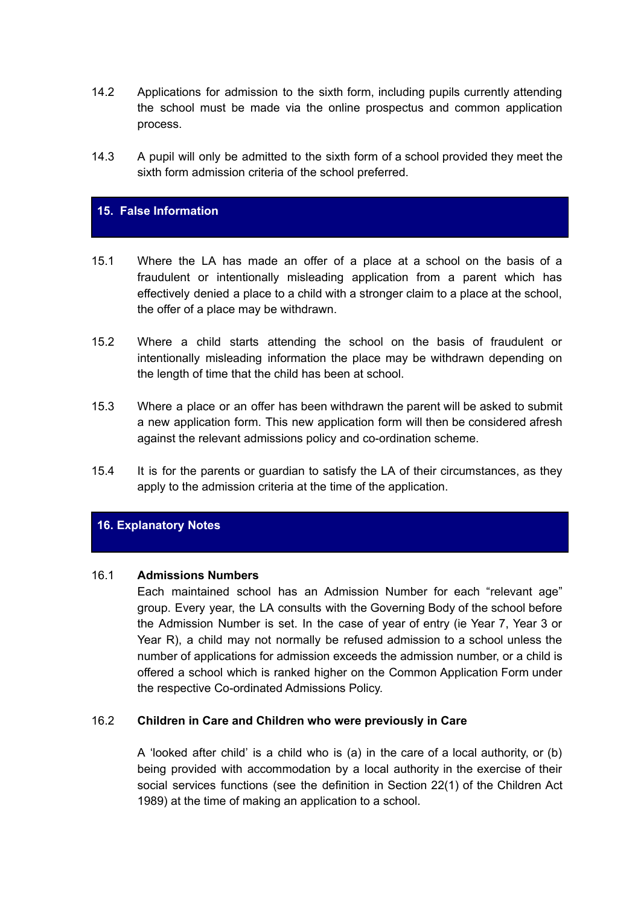14.2 Applications for admission to the sixth form, including pupils currently attending the school must be made via the online prospectus and common application process.

14.3 A pupil will only be admitted to the sixth form of a school provided they meet the sixth form admission criteria of the school preferred.

## 15. False Information

15.1 Where the LA has made an offer of a place at a school on the basis of a fraudulent or intentionally misleading application from a parent which has effectively denied a place to a child with a stronger claim to a place at the school, the offer of a place may be withdrawn.

15.2 Where a child starts attending the school on the basis of fraudulent or intentionally misleading information the place may be withdrawn depending on the length of time that the child has been at school.

15.3 Where a place or an offer has been withdrawn the parent will be asked to submit a new application form. This new application form will then be considered afresh against the relevant admissions policy and co-ordination scheme.

15.4 It is for the parents or guardian to satisfy the LA of their circumstances, as they apply to the admission criteria at the time of the application.

## 16. Explanatory Notes

16.1 **Admissions Numbers**

Each maintained school has an Admission Number for each "relevant age" group. Every year, the LA consults with the Governing Body of the school before the Admission Number is set. In the case of year of entry (ie Year 7, Year 3 or Year R), a child may not normally be refused admission to a school unless the number of applications for admission exceeds the admission number, or a child is offered a school which is ranked higher on the Common Application Form under the respective Co-ordinated Admissions Policy.

16.2 **Children in Care and Children who were previously in Care**

A 'looked after child' is a child who is (a) in the care of a local authority, or (b) being provided with accommodation by a local authority in the exercise of their social services functions (see the definition in Section 22(1) of the Children Act 1989) at the time of making an application to a school.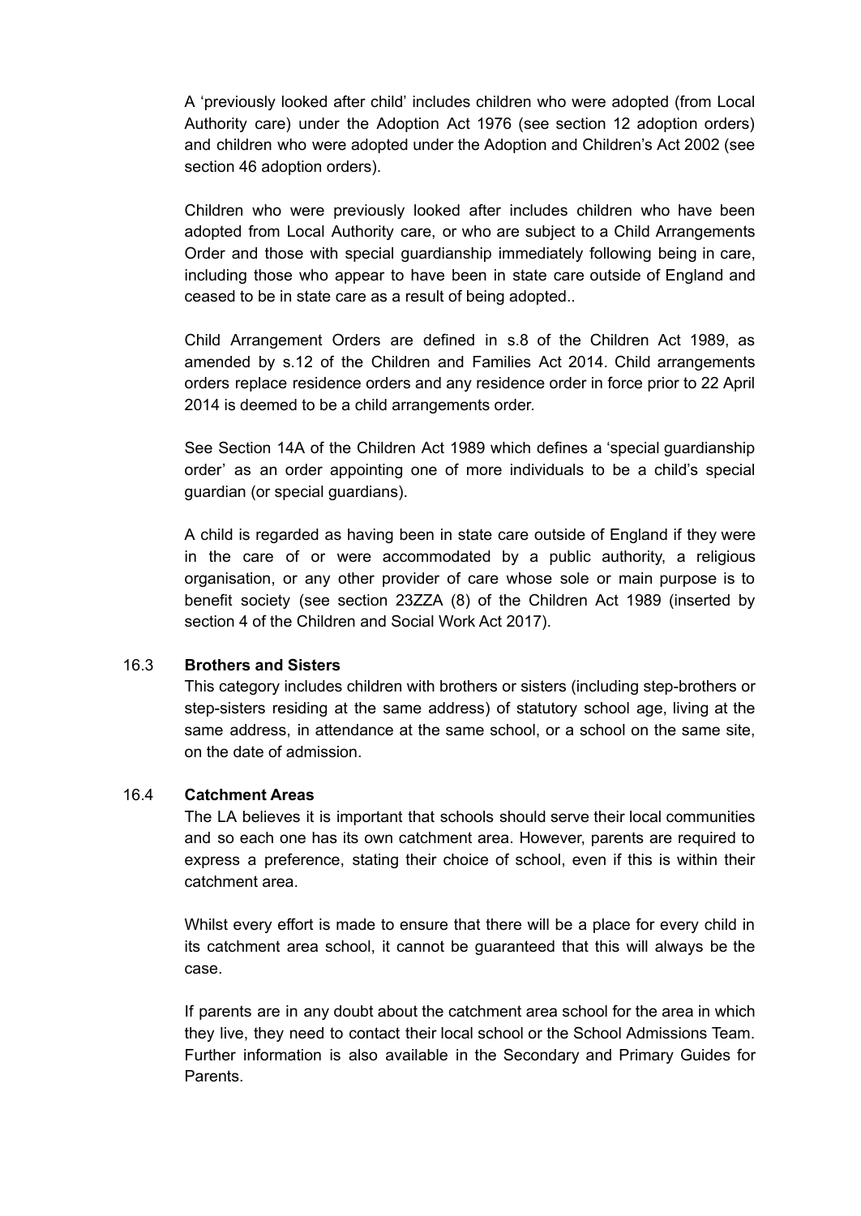A 'previously looked after child' includes children who were adopted (from Local Authority care) under the Adoption Act 1976 (see section 12 adoption orders) and children who were adopted under the Adoption and Children's Act 2002 (see section 46 adoption orders).

Children who were previously looked after includes children who have been adopted from Local Authority care, or who are subject to a Child Arrangements Order and those with special guardianship immediately following being in care, including those who appear to have been in state care outside of England and ceased to be in state care as a result of being adopted..

Child Arrangement Orders are defined in s.8 of the Children Act 1989, as amended by s.12 of the Children and Families Act 2014. Child arrangements orders replace residence orders and any residence order in force prior to 22 April 2014 is deemed to be a child arrangements order.

See Section 14A of the Children Act 1989 which defines a 'special guardianship order' as an order appointing one of more individuals to be a child's special guardian (or special guardians).

A child is regarded as having been in state care outside of England if they were in the care of or were accommodated by a public authority, a religious organisation, or any other provider of care whose sole or main purpose is to benefit society (see section 23ZZA (8) of the Children Act 1989 (inserted by section 4 of the Children and Social Work Act 2017).

16.3 **Brothers and Sisters**

This category includes children with brothers or sisters (including step-brothers or step-sisters residing at the same address) of statutory school age, living at the same address, in attendance at the same school, or a school on the same site, on the date of admission.

16.4 **Catchment Areas**

The LA believes it is important that schools should serve their local communities and so each one has its own catchment area. However, parents are required to express a preference, stating their choice of school, even if this is within their catchment area.

Whilst every effort is made to ensure that there will be a place for every child in its catchment area school, it cannot be guaranteed that this will always be the case.

If parents are in any doubt about the catchment area school for the area in which they live, they need to contact their local school or the School Admissions Team. Further information is also available in the Secondary and Primary Guides for Parents.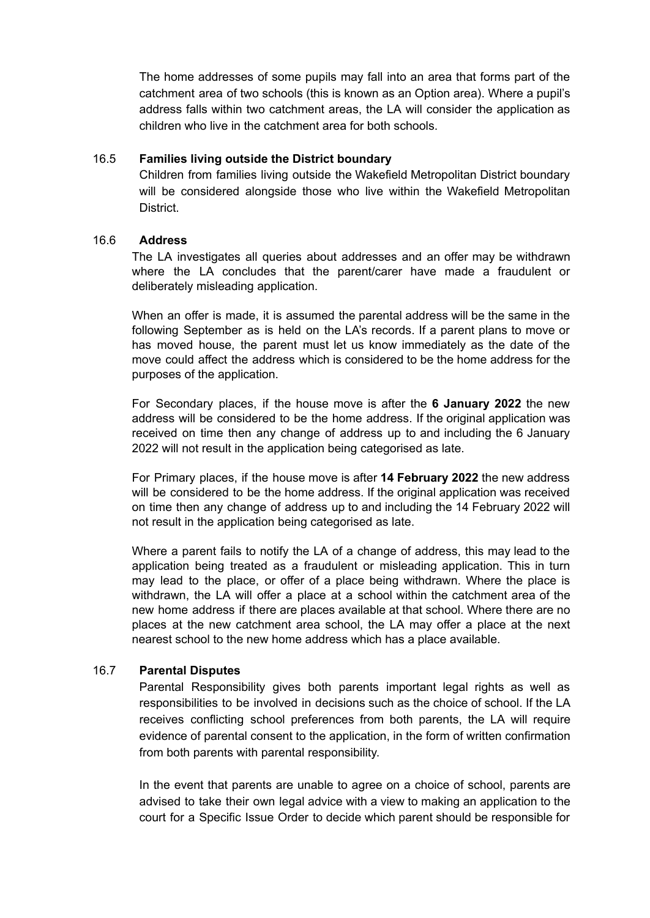The home addresses of some pupils may fall into an area that forms part of the catchment area of two schools (this is known as an Option area). Where a pupil's address falls within two catchment areas, the LA will consider the application as children who live in the catchment area for both schools.

### 16.5 Families living outside the District boundary

Children from families living outside the Wakefield Metropolitan District boundary will be considered alongside those who live within the Wakefield Metropolitan District.

### 16.6 Address

The LA investigates all queries about addresses and an offer may be withdrawn where the LA concludes that the parent/carer have made a fraudulent or deliberately misleading application.

When an offer is made, it is assumed the parental address will be the same in the following September as is held on the LA's records. If a parent plans to move or has moved house, the parent must let us know immediately as the date of the move could affect the address which is considered to be the home address for the purposes of the application.

For Secondary places, if the house move is after the **6 January 2022** the new address will be considered to be the home address. If the original application was received on time then any change of address up to and including the 6 January 2022 will not result in the application being categorised as late.

For Primary places, if the house move is after **14 February 2022** the new address will be considered to be the home address. If the original application was received on time then any change of address up to and including the 14 February 2022 will not result in the application being categorised as late.

Where a parent fails to notify the LA of a change of address, this may lead to the application being treated as a fraudulent or misleading application. This in turn may lead to the place, or offer of a place being withdrawn. Where the place is withdrawn, the LA will offer a place at a school within the catchment area of the new home address if there are places available at that school. Where there are no places at the new catchment area school, the LA may offer a place at the next nearest school to the new home address which has a place available.

### 16.7 Parental Disputes

Parental Responsibility gives both parents important legal rights as well as responsibilities to be involved in decisions such as the choice of school. If the LA receives conflicting school preferences from both parents, the LA will require evidence of parental consent to the application, in the form of written confirmation from both parents with parental responsibility.

In the event that parents are unable to agree on a choice of school, parents are advised to take their own legal advice with a view to making an application to the court for a Specific Issue Order to decide which parent should be responsible for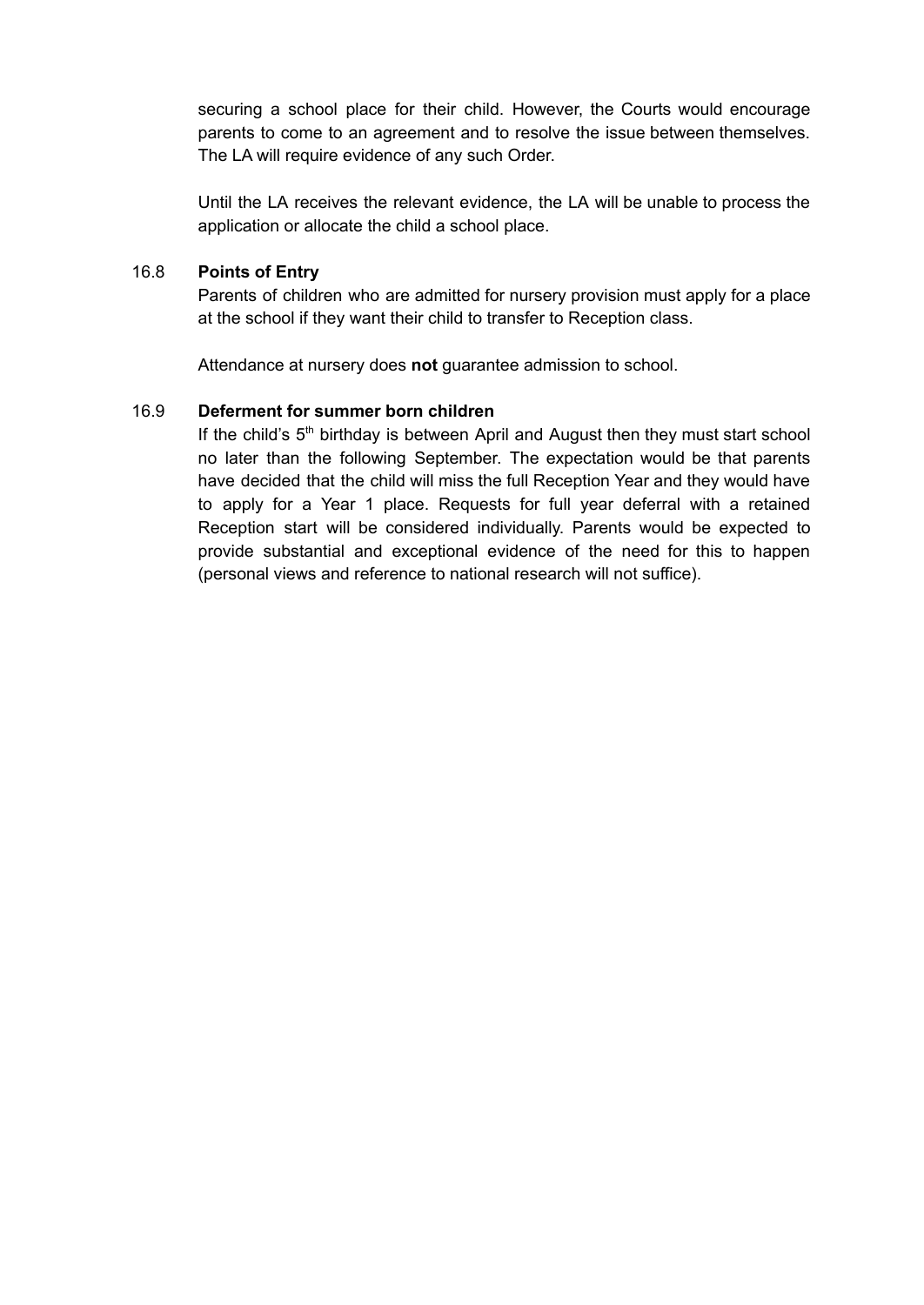securing a school place for their child. However, the Courts would encourage parents to come to an agreement and to resolve the issue between themselves. The LA will require evidence of any such Order.

Until the LA receives the relevant evidence, the LA will be unable to process the application or allocate the child a school place.

### 16.8 **Points of Entry**

Parents of children who are admitted for nursery provision must apply for a place at the school if they want their child to transfer to Reception class.

Attendance at nursery does **not** guarantee admission to school.

### 16.9 **Deferment for summer born children**

If the child's 5th birthday is between April and August then they must start school no later than the following September. The expectation would be that parents have decided that the child will miss the full Reception Year and they would have to apply for a Year 1 place. Requests for full year deferral with a retained Reception start will be considered individually. Parents would be expected to provide substantial and exceptional evidence of the need for this to happen (personal views and reference to national research will not suffice).